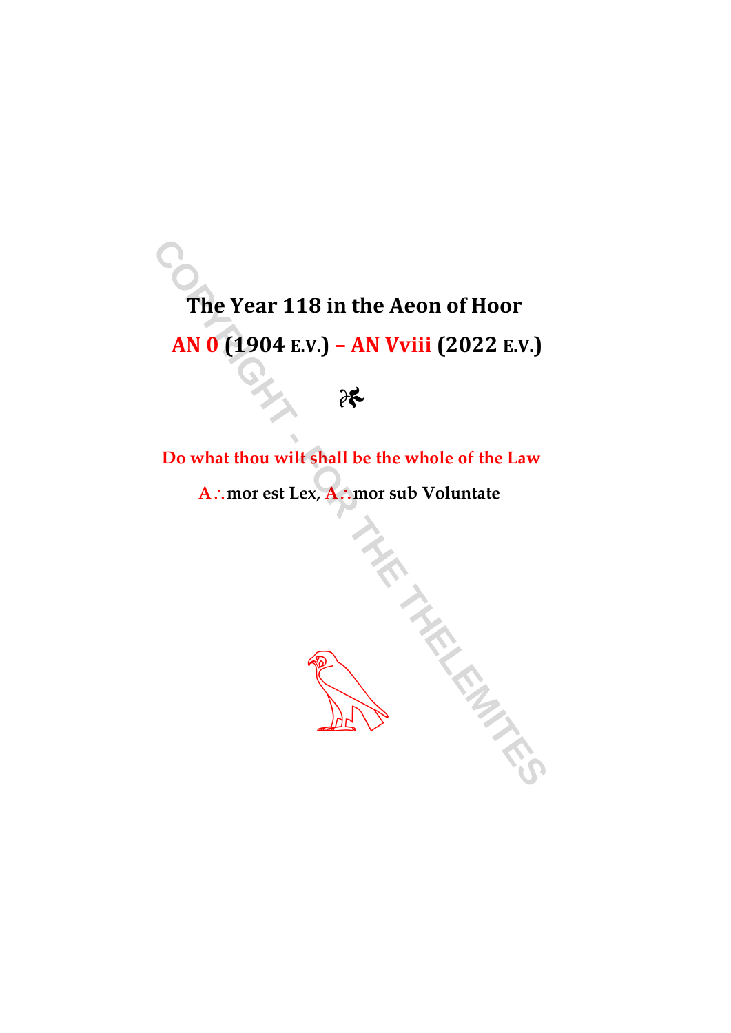# The Year 118 in the Aeon of Hoor

## AN 0 (1904 E.V.) – AN Vviii (2022 E.V.)

Do what thou wilt shall be the whole of the Law

A∴mor est Lex, A∴mor sub Voluntate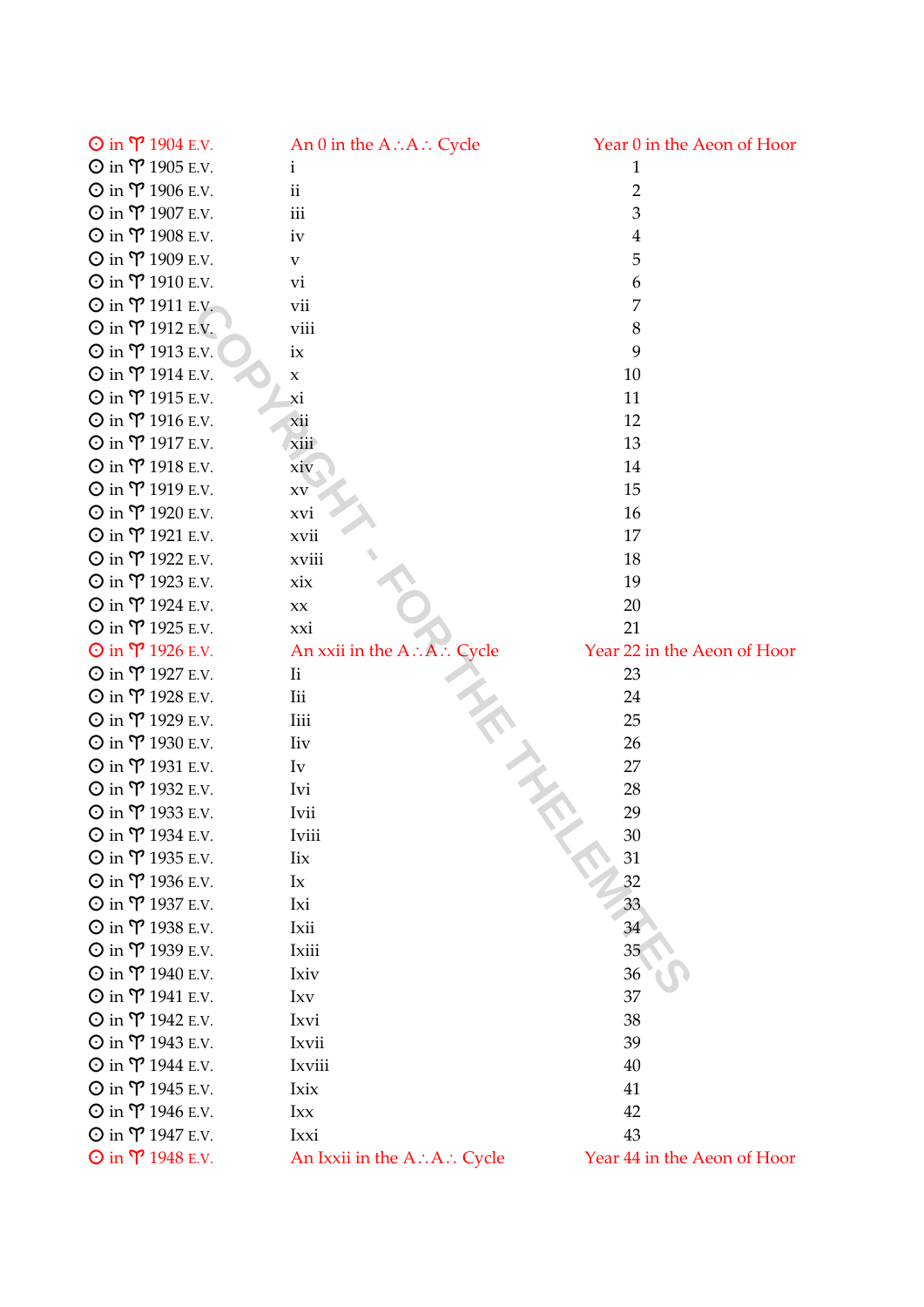| ☉ in ♈ 1904 E.V. | An 0 in the A∴A∴ Cycle | Year 0 in the Aeon of Hoor |
|---|---|---|
| ☉ in ♈ 1905 E.V. | i | 1 |
| ☉ in ♈ 1906 E.V. | ii | 2 |
| ☉ in ♈ 1907 E.V. | iii | 3 |
| ☉ in ♈ 1908 E.V. | iv | 4 |
| ☉ in ♈ 1909 E.V. | v | 5 |
| ☉ in ♈ 1910 E.V. | vi | 6 |
| ☉ in ♈ 1911 E.V. | vii | 7 |
| ☉ in ♈ 1912 E.V. | viii | 8 |
| ☉ in ♈ 1913 E.V. | ix | 9 |
| ☉ in ♈ 1914 E.V. | x | 10 |
| ☉ in ♈ 1915 E.V. | xi | 11 |
| ☉ in ♈ 1916 E.V. | xii | 12 |
| ☉ in ♈ 1917 E.V. | xiii | 13 |
| ☉ in ♈ 1918 E.V. | xiv | 14 |
| ☉ in ♈ 1919 E.V. | xv | 15 |
| ☉ in ♈ 1920 E.V. | xvi | 16 |
| ☉ in ♈ 1921 E.V. | xvii | 17 |
| ☉ in ♈ 1922 E.V. | xviii | 18 |
| ☉ in ♈ 1923 E.V. | xix | 19 |
| ☉ in ♈ 1924 E.V. | xx | 20 |
| ☉ in ♈ 1925 E.V. | xxi | 21 |
| ☉ in ♈ 1926 E.V. | An xxii in the A∴A∴ Cycle | Year 22 in the Aeon of Hoor |
| ☉ in ♈ 1927 E.V. | Ii | 23 |
| ☉ in ♈ 1928 E.V. | Iii | 24 |
| ☉ in ♈ 1929 E.V. | Iiii | 25 |
| ☉ in ♈ 1930 E.V. | Iiv | 26 |
| ☉ in ♈ 1931 E.V. | Iv | 27 |
| ☉ in ♈ 1932 E.V. | Ivi | 28 |
| ☉ in ♈ 1933 E.V. | Ivii | 29 |
| ☉ in ♈ 1934 E.V. | Iviii | 30 |
| ☉ in ♈ 1935 E.V. | Iix | 31 |
| ☉ in ♈ 1936 E.V. | Ix | 32 |
| ☉ in ♈ 1937 E.V. | Ixi | 33 |
| ☉ in ♈ 1938 E.V. | Ixii | 34 |
| ☉ in ♈ 1939 E.V. | Ixiii | 35 |
| ☉ in ♈ 1940 E.V. | Ixiv | 36 |
| ☉ in ♈ 1941 E.V. | Ixv | 37 |
| ☉ in ♈ 1942 E.V. | Ixvi | 38 |
| ☉ in ♈ 1943 E.V. | Ixvii | 39 |
| ☉ in ♈ 1944 E.V. | Ixviii | 40 |
| ☉ in ♈ 1945 E.V. | Ixix | 41 |
| ☉ in ♈ 1946 E.V. | Ixx | 42 |
| ☉ in ♈ 1947 E.V. | Ixxi | 43 |
| ☉ in ♈ 1948 E.V. | An Ixxii in the A∴A∴ Cycle | Year 44 in the Aeon of Hoor |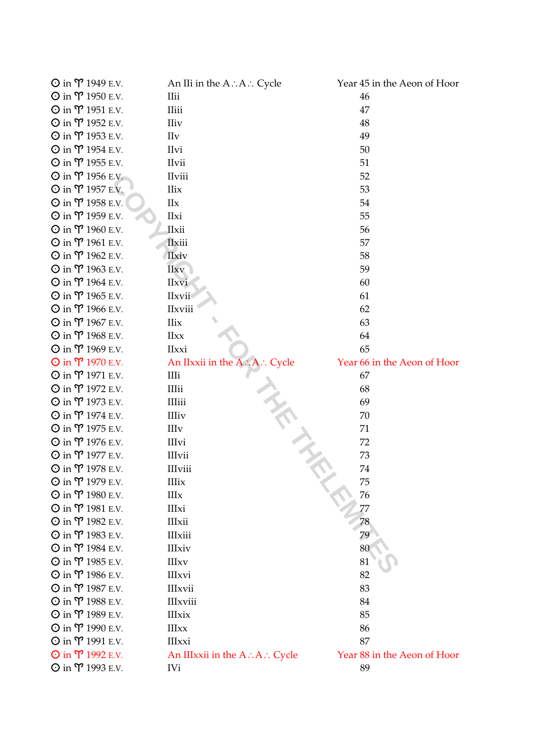| | | |
|---|---|---|
| ☉ in ♈ 1949 E.V. | An IIi in the A∴A∴ Cycle | Year 45 in the Aeon of Hoor |
| ☉ in ♈ 1950 E.V. | IIii | 46 |
| ☉ in ♈ 1951 E.V. | IIiii | 47 |
| ☉ in ♈ 1952 E.V. | IIiv | 48 |
| ☉ in ♈ 1953 E.V. | IIv | 49 |
| ☉ in ♈ 1954 E.V. | IIvi | 50 |
| ☉ in ♈ 1955 E.V. | IIvii | 51 |
| ☉ in ♈ 1956 E.V. | IIviii | 52 |
| ☉ in ♈ 1957 E.V. | IIix | 53 |
| ☉ in ♈ 1958 E.V. | IIx | 54 |
| ☉ in ♈ 1959 E.V. | IIxi | 55 |
| ☉ in ♈ 1960 E.V. | IIxii | 56 |
| ☉ in ♈ 1961 E.V. | IIxiii | 57 |
| ☉ in ♈ 1962 E.V. | IIxiv | 58 |
| ☉ in ♈ 1963 E.V. | IIxv | 59 |
| ☉ in ♈ 1964 E.V. | IIxvi | 60 |
| ☉ in ♈ 1965 E.V. | IIxvii | 61 |
| ☉ in ♈ 1966 E.V. | IIxviii | 62 |
| ☉ in ♈ 1967 E.V. | IIix | 63 |
| ☉ in ♈ 1968 E.V. | IIxx | 64 |
| ☉ in ♈ 1969 E.V. | IIxxi | 65 |
| ☉ in ♈ 1970 E.V. | An IIxxii in the A∴A∴ Cycle | Year 66 in the Aeon of Hoor |
| ☉ in ♈ 1971 E.V. | IIIi | 67 |
| ☉ in ♈ 1972 E.V. | IIIii | 68 |
| ☉ in ♈ 1973 E.V. | IIIiii | 69 |
| ☉ in ♈ 1974 E.V. | IIIiv | 70 |
| ☉ in ♈ 1975 E.V. | IIIv | 71 |
| ☉ in ♈ 1976 E.V. | IIIvi | 72 |
| ☉ in ♈ 1977 E.V. | IIIvii | 73 |
| ☉ in ♈ 1978 E.V. | IIIviii | 74 |
| ☉ in ♈ 1979 E.V. | IIIix | 75 |
| ☉ in ♈ 1980 E.V. | IIIx | 76 |
| ☉ in ♈ 1981 E.V. | IIIxi | 77 |
| ☉ in ♈ 1982 E.V. | IIIxii | 78 |
| ☉ in ♈ 1983 E.V. | IIIxiii | 79 |
| ☉ in ♈ 1984 E.V. | IIIxiv | 80 |
| ☉ in ♈ 1985 E.V. | IIIxv | 81 |
| ☉ in ♈ 1986 E.V. | IIIxvi | 82 |
| ☉ in ♈ 1987 E.V. | IIIxvii | 83 |
| ☉ in ♈ 1988 E.V. | IIIxviii | 84 |
| ☉ in ♈ 1989 E.V. | IIIxix | 85 |
| ☉ in ♈ 1990 E.V. | IIIxx | 86 |
| ☉ in ♈ 1991 E.V. | IIIxxi | 87 |
| ☉ in ♈ 1992 E.V. | An IIIxxii in the A∴A∴ Cycle | Year 88 in the Aeon of Hoor |
| ☉ in ♈ 1993 E.V. | IVi | 89 |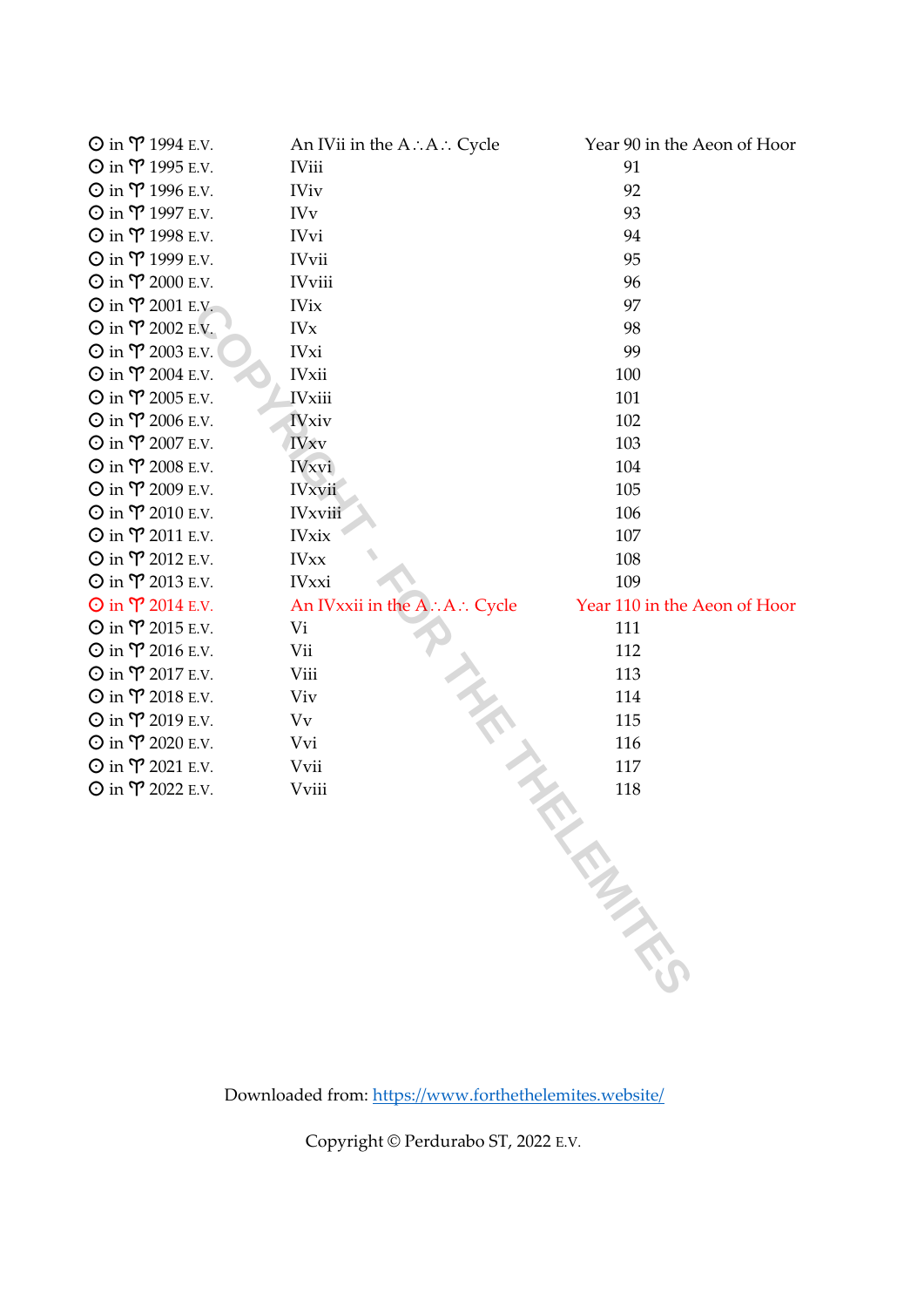| | | |
|---|---|---|
| ☉ in ♈ 1994 E.V. | An IVii in the A∴A∴ Cycle | Year 90 in the Aeon of Hoor |
| ☉ in ♈ 1995 E.V. | IViii | 91 |
| ☉ in ♈ 1996 E.V. | IViv | 92 |
| ☉ in ♈ 1997 E.V. | IVv | 93 |
| ☉ in ♈ 1998 E.V. | IVvi | 94 |
| ☉ in ♈ 1999 E.V. | IVvii | 95 |
| ☉ in ♈ 2000 E.V. | IVviii | 96 |
| ☉ in ♈ 2001 E.V. | IVix | 97 |
| ☉ in ♈ 2002 E.V. | IVx | 98 |
| ☉ in ♈ 2003 E.V. | IVxi | 99 |
| ☉ in ♈ 2004 E.V. | IVxii | 100 |
| ☉ in ♈ 2005 E.V. | IVxiii | 101 |
| ☉ in ♈ 2006 E.V. | IVxiv | 102 |
| ☉ in ♈ 2007 E.V. | IVxv | 103 |
| ☉ in ♈ 2008 E.V. | IVxvi | 104 |
| ☉ in ♈ 2009 E.V. | IVxvii | 105 |
| ☉ in ♈ 2010 E.V. | IVxviii | 106 |
| ☉ in ♈ 2011 E.V. | IVxix | 107 |
| ☉ in ♈ 2012 E.V. | IVxx | 108 |
| ☉ in ♈ 2013 E.V. | IVxxi | 109 |
| ☉ in ♈ 2014 E.V. | An IVxxii in the A∴A∴ Cycle | Year 110 in the Aeon of Hoor |
| ☉ in ♈ 2015 E.V. | Vi | 111 |
| ☉ in ♈ 2016 E.V. | Vii | 112 |
| ☉ in ♈ 2017 E.V. | Viii | 113 |
| ☉ in ♈ 2018 E.V. | Viv | 114 |
| ☉ in ♈ 2019 E.V. | Vv | 115 |
| ☉ in ♈ 2020 E.V. | Vvi | 116 |
| ☉ in ♈ 2021 E.V. | Vvii | 117 |
| ☉ in ♈ 2022 E.V. | Vviii | 118 |

COPYRIGHT - FOR THE THELEMITES

Downloaded from: [https://www.forthethelemites.website/](https://www.forthethelemites.website/)

Copyright © Perdurabo ST, 2022 E.V.